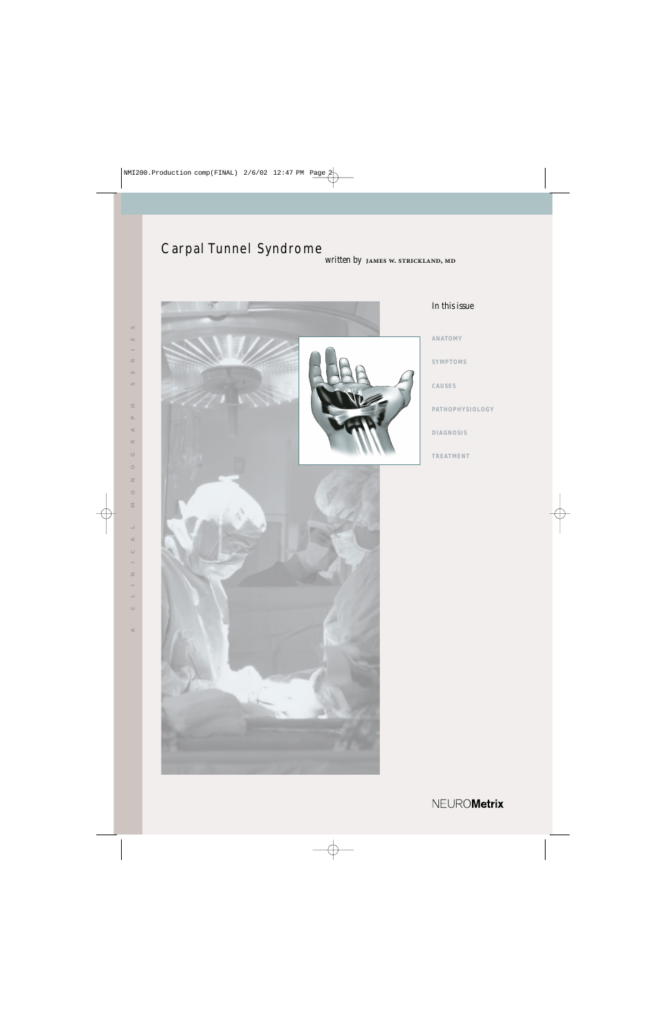# Carpal Tunnel Syndrome

*written by* JAMES W. STRICKLAND, MD

A CLINICAL MONOGRAPH SERIES

*In this issue*

ANATOMY

SYMPTOMS

CAUSES

PATHOPHYSIOLOGY

DIAGNOSIS

TREATMENT

NEURO**Metrix**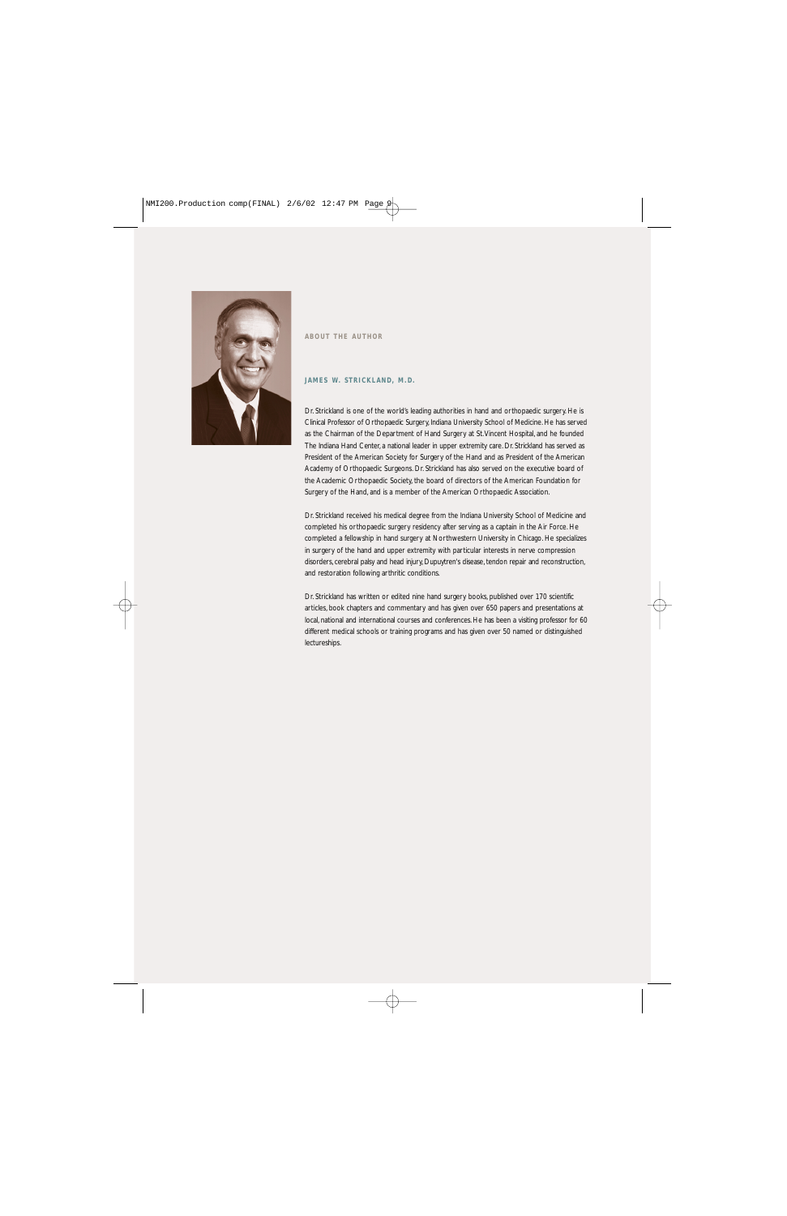ABOUT THE AUTHOR

## JAMES W. STRICKLAND, M.D.

Dr. Strickland is one of the world's leading authorities in hand and orthopaedic surgery. He is Clinical Professor of Orthopaedic Surgery, Indiana University School of Medicine. He has served as the Chairman of the Department of Hand Surgery at St. Vincent Hospital, and he founded The Indiana Hand Center, a national leader in upper extremity care. Dr. Strickland has served as President of the American Society for Surgery of the Hand and as President of the American Academy of Orthopaedic Surgeons. Dr. Strickland has also served on the executive board of the Academic Orthopaedic Society, the board of directors of the American Foundation for Surgery of the Hand, and is a member of the American Orthopaedic Association.

Dr. Strickland received his medical degree from the Indiana University School of Medicine and completed his orthopaedic surgery residency after serving as a captain in the Air Force. He completed a fellowship in hand surgery at Northwestern University in Chicago. He specializes in surgery of the hand and upper extremity with particular interests in nerve compression disorders, cerebral palsy and head injury, Dupuytren's disease, tendon repair and reconstruction, and restoration following arthritic conditions.

Dr. Strickland has written or edited nine hand surgery books, published over 170 scientific articles, book chapters and commentary and has given over 650 papers and presentations at local, national and international courses and conferences. He has been a visiting professor for 60 different medical schools or training programs and has given over 50 named or distinguished lectureships.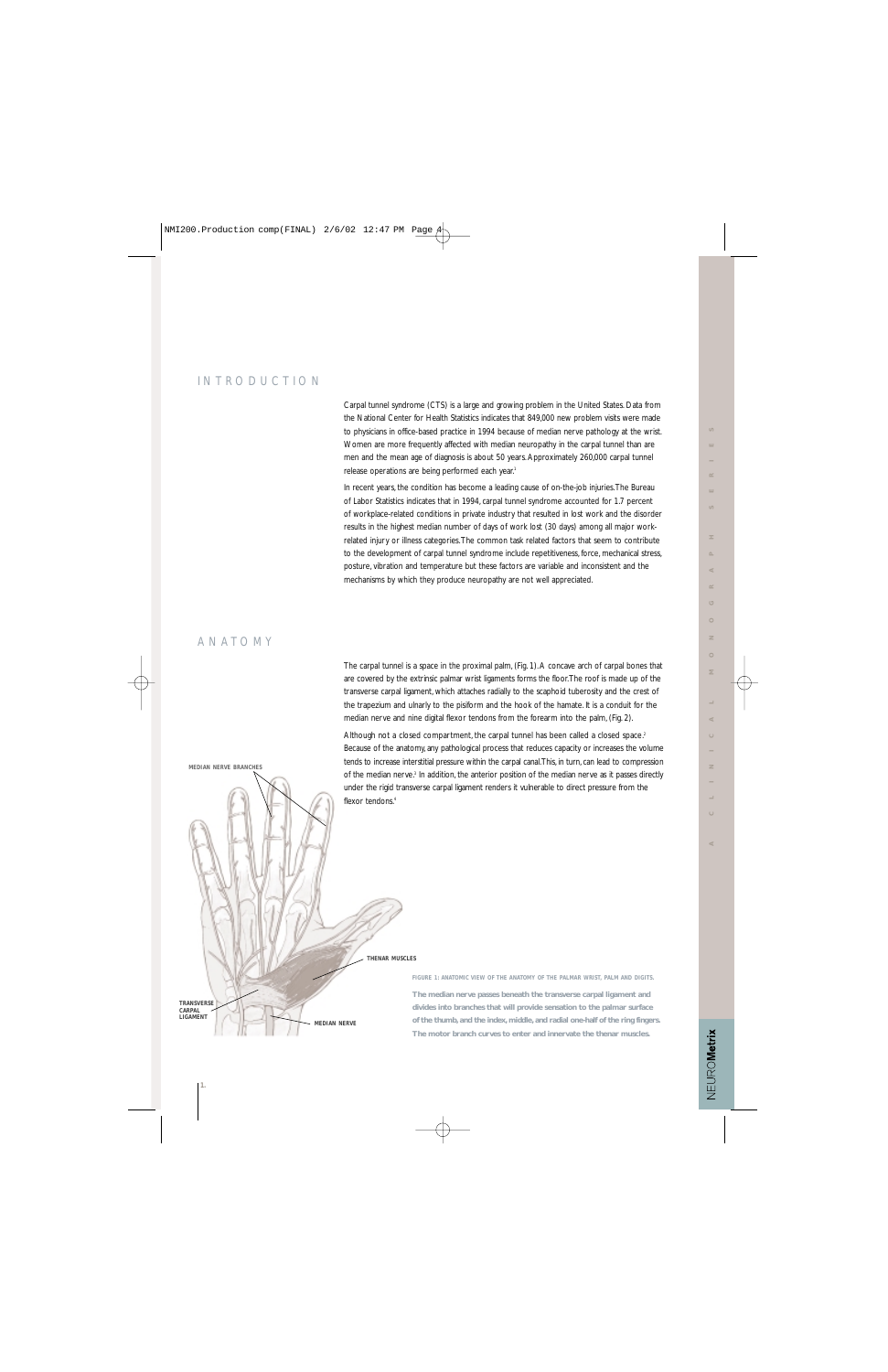# INTRODUCTION

Carpal tunnel syndrome (CTS) is a large and growing problem in the United States. Data from the National Center for Health Statistics indicates that 849,000 new problem visits were made to physicians in office-based practice in 1994 because of median nerve pathology at the wrist. Women are more frequently affected with median neuropathy in the carpal tunnel than are men and the mean age of diagnosis is about 50 years. Approximately 260,000 carpal tunnel release operations are being performed each year.[1]

In recent years, the condition has become a leading cause of on-the-job injuries. The Bureau of Labor Statistics indicates that in 1994, carpal tunnel syndrome accounted for 1.7 percent of workplace-related conditions in private industry that resulted in lost work and the disorder results in the highest median number of days of work lost (30 days) among all major work-related injury or illness categories. The common task related factors that seem to contribute to the development of carpal tunnel syndrome include repetitiveness, force, mechanical stress, posture, vibration and temperature but these factors are variable and inconsistent and the mechanisms by which they produce neuropathy are not well appreciated.

# ANATOMY

The carpal tunnel is a space in the proximal palm, (Fig. 1). A concave arch of carpal bones that are covered by the extrinsic palmar wrist ligaments forms the floor. The roof is made up of the transverse carpal ligament, which attaches radially to the scaphoid tuberosity and the crest of the trapezium and ulnarly to the pisiform and the hook of the hamate. It is a conduit for the median nerve and nine digital flexor tendons from the forearm into the palm, (Fig. 2).

Although not a closed compartment, the carpal tunnel has been called a closed space.[2] Because of the anatomy, any pathological process that reduces capacity or increases the volume tends to increase interstitial pressure within the carpal canal. This, in turn, can lead to compression of the median nerve.[3] In addition, the anterior position of the median nerve as it passes directly under the rigid transverse carpal ligament renders it vulnerable to direct pressure from the flexor tendons.[4]

MEDIAN NERVE BRANCHES

THENAR MUSCLES

TRANSVERSE CARPAL LIGAMENT

MEDIAN NERVE

FIGURE 1: ANATOMIC VIEW OF THE ANATOMY OF THE PALMAR WRIST, PALM AND DIGITS.

**The median nerve passes beneath the transverse carpal ligament and divides into branches that will provide sensation to the palmar surface of the thumb, and the index, middle, and radial one-half of the ring fingers. The motor branch curves to enter and innervate the thenar muscles.**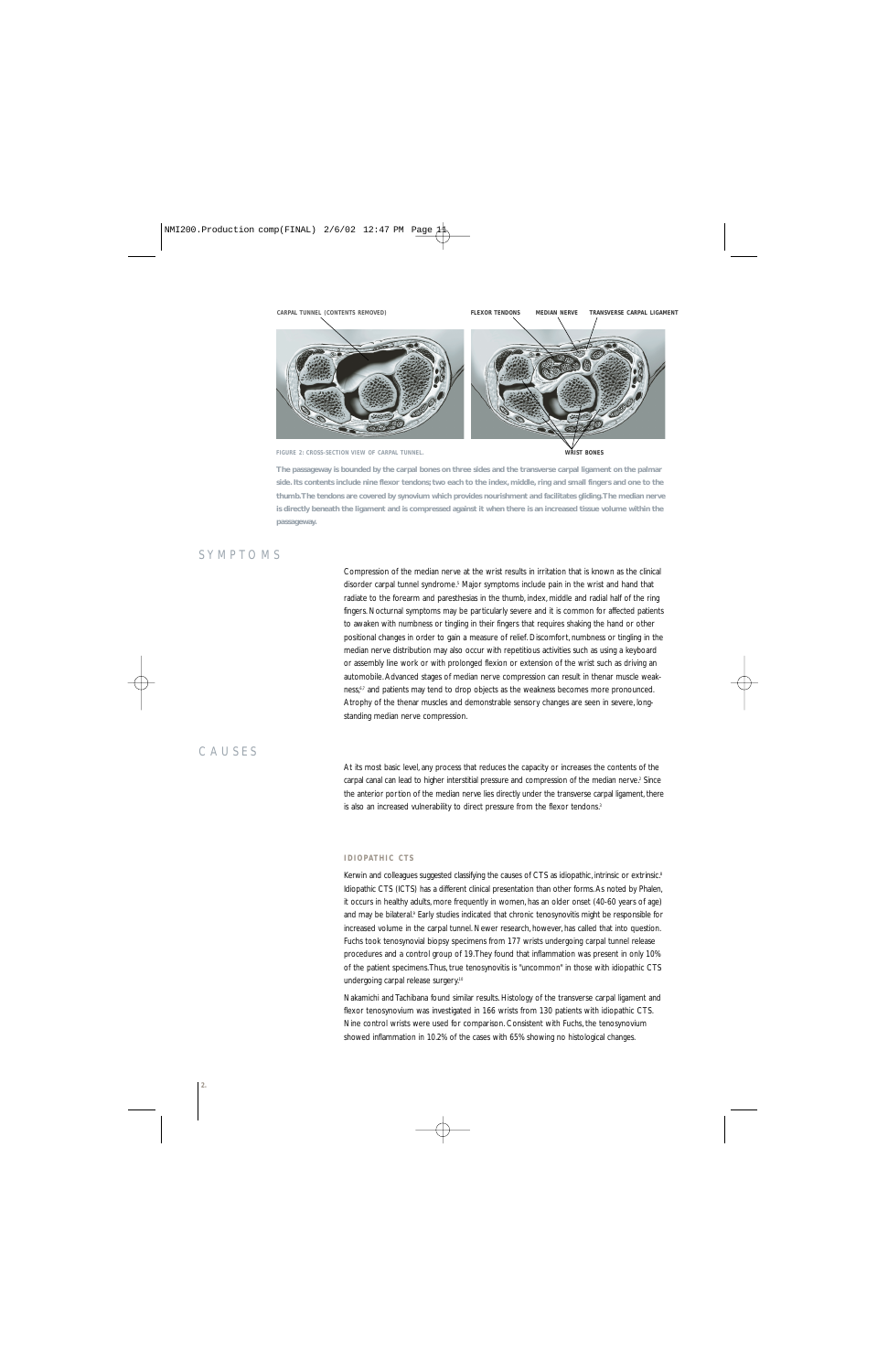CARPAL TUNNEL (CONTENTS REMOVED) FLEXOR TENDONS MEDIAN NERVE TRANSVERSE CARPAL LIGAMENT

WRIST BONES

FIGURE 2: CROSS-SECTION VIEW OF CARPAL TUNNEL.

**The passageway is bounded by the carpal bones on three sides and the transverse carpal ligament on the palmar side. Its contents include nine flexor tendons; two each to the index, middle, ring and small fingers and one to the thumb. The tendons are covered by synovium which provides nourishment and facilitates gliding. The median nerve is directly beneath the ligament and is compressed against it when there is an increased tissue volume within the passageway.**

## SYMPTOMS

Compression of the median nerve at the wrist results in irritation that is known as the clinical disorder carpal tunnel syndrome.[5] Major symptoms include pain in the wrist and hand that radiate to the forearm and paresthesias in the thumb, index, middle and radial half of the ring fingers. Nocturnal symptoms may be particularly severe and it is common for affected patients to awaken with numbness or tingling in their fingers that requires shaking the hand or other positional changes in order to gain a measure of relief. Discomfort, numbness or tingling in the median nerve distribution may also occur with repetitious activities such as using a keyboard or assembly line work or with prolonged flexion or extension of the wrist such as driving an automobile. Advanced stages of median nerve compression can result in thenar muscle weakness,[6,2] and patients may tend to drop objects as the weakness becomes more pronounced. Atrophy of the thenar muscles and demonstrable sensory changes are seen in severe, long-standing median nerve compression.

## CAUSES

At its most basic level, any process that reduces the capacity or increases the contents of the carpal canal can lead to higher interstitial pressure and compression of the median nerve.[7] Since the anterior portion of the median nerve lies directly under the transverse carpal ligament, there is also an increased vulnerability to direct pressure from the flexor tendons.[2]

### IDIOPATHIC CTS

Kerwin and colleagues suggested classifying the causes of CTS as idiopathic, intrinsic or extrinsic.[8] Idiopathic CTS (ICTS) has a different clinical presentation than other forms. As noted by Phalen, it occurs in healthy adults, more frequently in women, has an older onset (40-60 years of age) and may be bilateral.[9] Early studies indicated that chronic tenosynovitis might be responsible for increased volume in the carpal tunnel. Newer research, however, has called that into question. Fuchs took tenosynovial biopsy specimens from 177 wrists undergoing carpal tunnel release procedures and a control group of 19. They found that inflammation was present in only 10% of the patient specimens. Thus, true tenosynovitis is "uncommon" in those with idiopathic CTS undergoing carpal release surgery.[10]

Nakamichi and Tachibana found similar results. Histology of the transverse carpal ligament and flexor tenosynovium was investigated in 166 wrists from 130 patients with idiopathic CTS. Nine control wrists were used for comparison. Consistent with Fuchs, the tenosynovium showed inflammation in 10.2% of the cases with 65% showing no histological changes.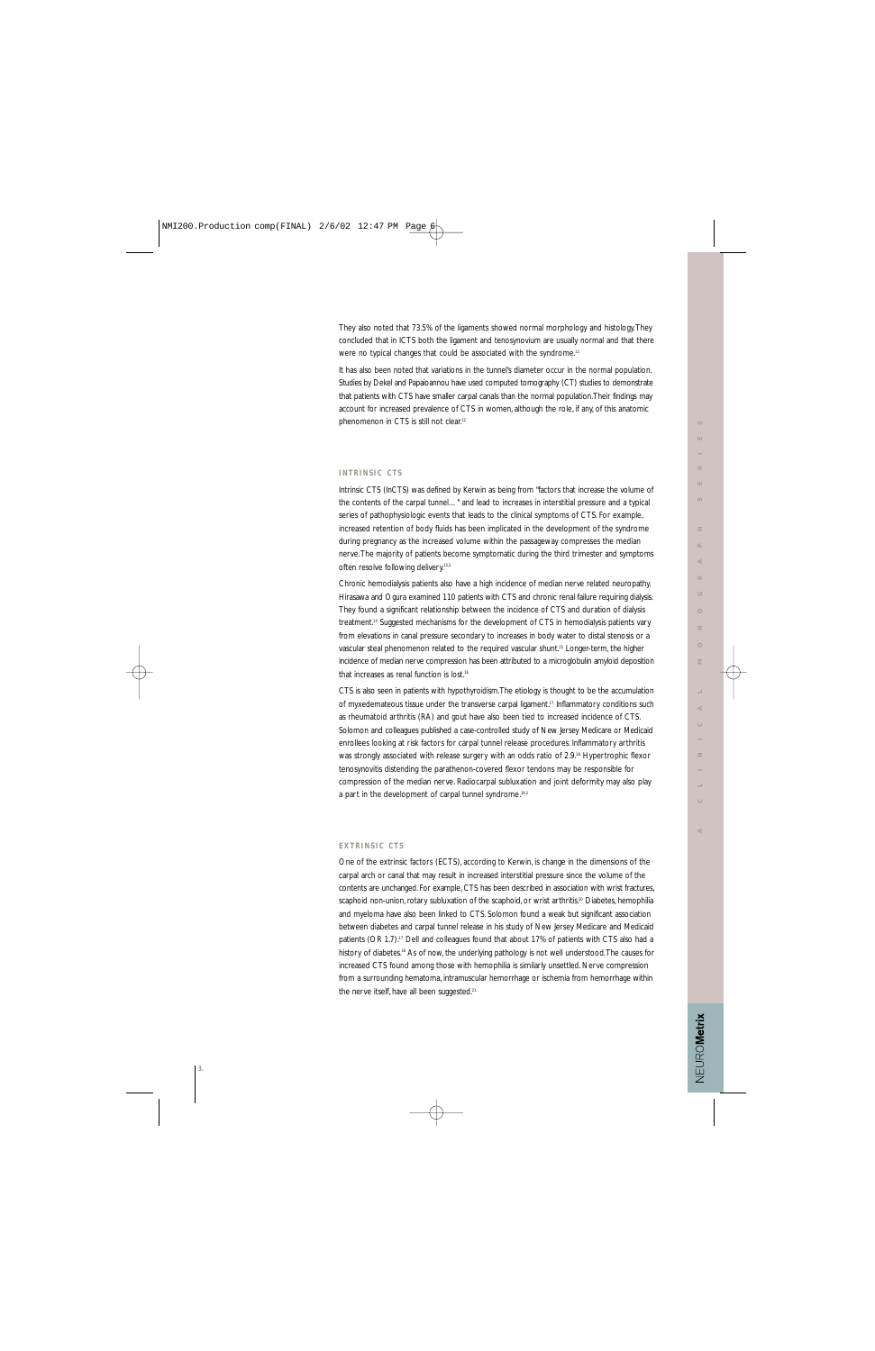They also noted that 73.5% of the ligaments showed normal morphology and histology. They concluded that in ICTS both the ligament and tenosynovium are usually normal and that there were no typical changes that could be associated with the syndrome.[11]

It has also been noted that variations in the tunnel's diameter occur in the normal population. Studies by Dekel and Papaioannou have used computed tomography (CT) studies to demonstrate that patients with CTS have smaller carpal canals than the normal population. Their findings may account for increased prevalence of CTS in women, although the role, if any, of this anatomic phenomenon in CTS is still not clear.[12]

## INTRINSIC CTS

Intrinsic CTS (InCTS) was defined by Kerwin as being from "factors that increase the volume of the contents of the carpal tunnel… " and lead to increases in interstitial pressure and a typical series of pathophysiologic events that leads to the clinical symptoms of CTS. For example, increased retention of body fluids has been implicated in the development of the syndrome during pregnancy as the increased volume within the passageway compresses the median nerve. The majority of patients become symptomatic during the third trimester and symptoms often resolve following delivery.[13,3]

Chronic hemodialysis patients also have a high incidence of median nerve related neuropathy. Hirasawa and Ogura examined 110 patients with CTS and chronic renal failure requiring dialysis. They found a significant relationship between the incidence of CTS and duration of dialysis treatment.[14] Suggested mechanisms for the development of CTS in hemodialysis patients vary from elevations in canal pressure secondary to increases in body water to distal stenosis or a vascular steal phenomenon related to the required vascular shunt.[15] Longer-term, the higher incidence of median nerve compression has been attributed to a microglobulin amyloid deposition that increases as renal function is lost.[16]

CTS is also seen in patients with hypothyroidism. The etiology is thought to be the accumulation of myxedemateous tissue under the transverse carpal ligament.[17] Inflammatory conditions such as rheumatoid arthritis (RA) and gout have also been tied to increased incidence of CTS. Solomon and colleagues published a case-controlled study of New Jersey Medicare or Medicaid enrollees looking at risk factors for carpal tunnel release procedures. Inflammatory arthritis was strongly associated with release surgery with an odds ratio of 2.9.[18] Hypertrophic flexor tenosynovitis distending the parathenon-covered flexor tendons may be responsible for compression of the median nerve. Radiocarpal subluxation and joint deformity may also play a part in the development of carpal tunnel syndrome.[19,2]

## EXTRINSIC CTS

One of the extrinsic factors (ECTS), according to Kerwin, is change in the dimensions of the carpal arch or canal that may result in increased interstitial pressure since the volume of the contents are unchanged. For example, CTS has been described in association with wrist fractures, scaphoid non-union, rotary subluxation of the scaphoid, or wrist arthritis.[20] Diabetes, hemophilia and myeloma have also been linked to CTS. Solomon found a weak but significant association between diabetes and carpal tunnel release in his study of New Jersey Medicare and Medicaid patients (OR 1.7).[17] Dell and colleagues found that about 17% of patients with CTS also had a history of diabetes.[18] As of now, the underlying pathology is not well understood. The causes for increased CTS found among those with hemophilia is similarly unsettled. Nerve compression from a surrounding hematoma, intramuscular hemorrhage or ischemia from hemorrhage within the nerve itself, have all been suggested.[21]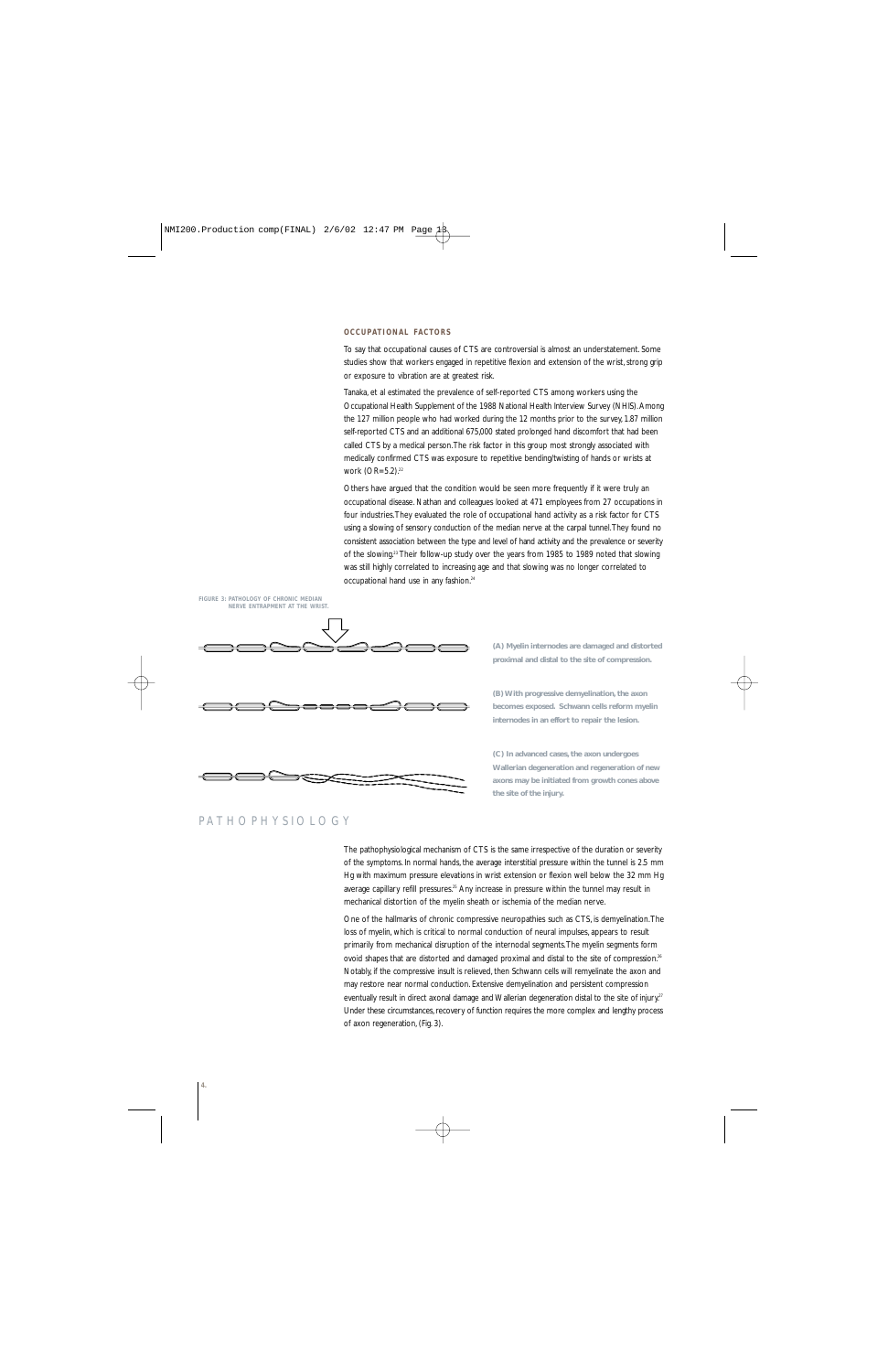### OCCUPATIONAL FACTORS

To say that occupational causes of CTS are controversial is almost an understatement. Some studies show that workers engaged in repetitive flexion and extension of the wrist, strong grip or exposure to vibration are at greatest risk.

Tanaka, et al estimated the prevalence of self-reported CTS among workers using the Occupational Health Supplement of the 1988 National Health Interview Survey (NHIS). Among the 127 million people who had worked during the 12 months prior to the survey, 1.87 million self-reported CTS and an additional 675,000 stated prolonged hand discomfort that had been called CTS by a medical person. The risk factor in this group most strongly associated with medically confirmed CTS was exposure to repetitive bending/twisting of hands or wrists at work (OR=5.2).[22]

Others have argued that the condition would be seen more frequently if it were truly an occupational disease. Nathan and colleagues looked at 471 employees from 27 occupations in four industries. They evaluated the role of occupational hand activity as a risk factor for CTS using a slowing of sensory conduction of the median nerve at the carpal tunnel. They found no consistent association between the type and level of hand activity and the prevalence or severity of the slowing.[23] Their follow-up study over the years from 1985 to 1989 noted that slowing was still highly correlated to increasing age and that slowing was no longer correlated to occupational hand use in any fashion.[24]

FIGURE 3: PATHOLOGY OF CHRONIC MEDIAN NERVE ENTRAPMENT AT THE WRIST.

**(A) Myelin internodes are damaged and distorted proximal and distal to the site of compression.**

**(B) With progressive demyelination, the axon becomes exposed. Schwann cells reform myelin internodes in an effort to repair the lesion.**

**(C) In advanced cases, the axon undergoes Wallerian degeneration and regeneration of new axons may be initiated from growth cones above the site of the injury.**

## PATHOPHYSIOLOGY

The pathophysiological mechanism of CTS is the same irrespective of the duration or severity of the symptoms. In normal hands, the average interstitial pressure within the tunnel is 2.5 mm Hg with maximum pressure elevations in wrist extension or flexion well below the 32 mm Hg average capillary refill pressures.[25] Any increase in pressure within the tunnel may result in mechanical distortion of the myelin sheath or ischemia of the median nerve.

One of the hallmarks of chronic compressive neuropathies such as CTS, is demyelination. The loss of myelin, which is critical to normal conduction of neural impulses, appears to result primarily from mechanical disruption of the internodal segments. The myelin segments form ovoid shapes that are distorted and damaged proximal and distal to the site of compression.[26] Notably, if the compressive insult is relieved, then Schwann cells will remyelinate the axon and may restore near normal conduction. Extensive demyelination and persistent compression eventually result in direct axonal damage and Wallerian degeneration distal to the site of injury.[27] Under these circumstances, recovery of function requires the more complex and lengthy process of axon regeneration, (Fig. 3).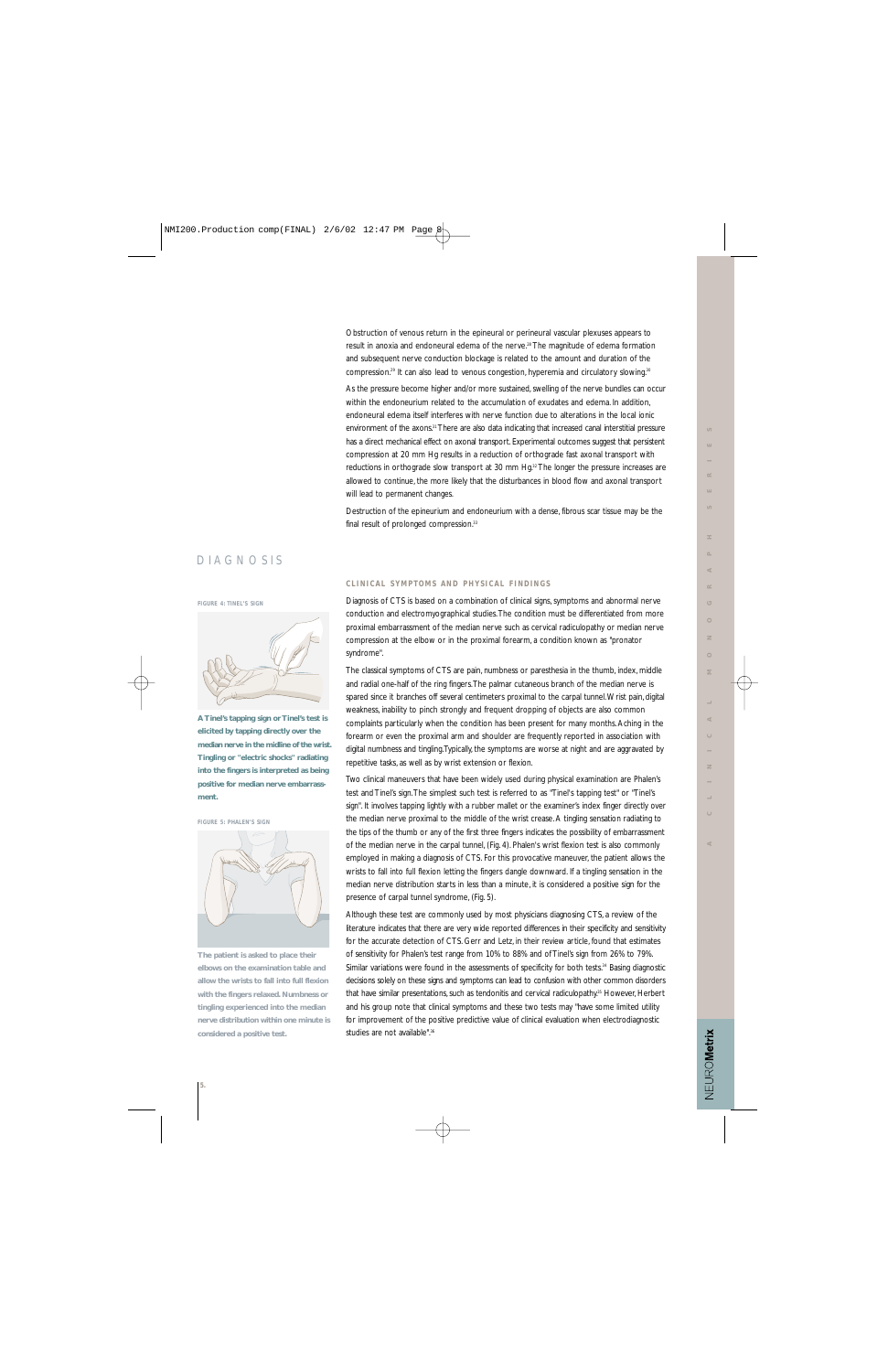Obstruction of venous return in the epineural or perineural vascular plexuses appears to result in anoxia and endoneural edema of the nerve.[28] The magnitude of edema formation and subsequent nerve conduction blockage is related to the amount and duration of the compression.[29] It can also lead to venous congestion, hyperemia and circulatory slowing.[30]

As the pressure become higher and/or more sustained, swelling of the nerve bundles can occur within the endoneurium related to the accumulation of exudates and edema. In addition, endoneural edema itself interferes with nerve function due to alterations in the local ionic environment of the axons.[31] There are also data indicating that increased canal interstitial pressure has a direct mechanical effect on axonal transport. Experimental outcomes suggest that persistent compression at 20 mm Hg results in a reduction of orthograde fast axonal transport with reductions in orthograde slow transport at 30 mm Hg.[32] The longer the pressure increases are allowed to continue, the more likely that the disturbances in blood flow and axonal transport will lead to permanent changes.

Destruction of the epineurium and endoneurium with a dense, fibrous scar tissue may be the final result of prolonged compression.[33]

# DIAGNOSIS

## CLINICAL SYMPTOMS AND PHYSICAL FINDINGS

Diagnosis of CTS is based on a combination of clinical signs, symptoms and abnormal nerve conduction and electromyographical studies. The condition must be differentiated from more proximal embarrassment of the median nerve such as cervical radiculopathy or median nerve compression at the elbow or in the proximal forearm, a condition known as "pronator syndrome".

The classical symptoms of CTS are pain, numbness or paresthesia in the thumb, index, middle and radial one-half of the ring fingers. The palmar cutaneous branch of the median nerve is spared since it branches off several centimeters proximal to the carpal tunnel. Wrist pain, digital weakness, inability to pinch strongly and frequent dropping of objects are also common complaints particularly when the condition has been present for many months. Aching in the forearm or even the proximal arm and shoulder are frequently reported in association with digital numbness and tingling. Typically, the symptoms are worse at night and are aggravated by repetitive tasks, as well as by wrist extension or flexion.

Two clinical maneuvers that have been widely used during physical examination are Phalen's test and Tinel's sign. The simplest such test is referred to as "Tinel's tapping test" or "Tinel's sign". It involves tapping lightly with a rubber mallet or the examiner's index finger directly over the median nerve proximal to the middle of the wrist crease. A tingling sensation radiating to the tips of the thumb or any of the first three fingers indicates the possibility of embarrassment of the median nerve in the carpal tunnel, (Fig. 4). Phalen's wrist flexion test is also commonly employed in making a diagnosis of CTS. For this provocative maneuver, the patient allows the wrists to fall into full flexion letting the fingers dangle downward. If a tingling sensation in the median nerve distribution starts in less than a minute, it is considered a positive sign for the presence of carpal tunnel syndrome, (Fig. 5).

Although these test are commonly used by most physicians diagnosing CTS, a review of the literature indicates that there are very wide reported differences in their specificity and sensitivity for the accurate detection of CTS. Gerr and Letz, in their review article, found that estimates of sensitivity for Phalen's test range from 10% to 88% and of Tinel's sign from 26% to 79%. Similar variations were found in the assessments of specificity for both tests.[34] Basing diagnostic decisions solely on these signs and symptoms can lead to confusion with other common disorders that have similar presentations, such as tendonitis and cervical radiculopathy.[35] However, Herbert and his group note that clinical symptoms and these two tests may "have some limited utility for improvement of the positive predictive value of clinical evaluation when electrodiagnostic studies are not available".[36]

**FIGURE 4: TINEL'S SIGN**

**A Tinel's tapping sign or Tinel's test is elicited by tapping directly over the median nerve in the midline of the wrist. Tingling or "electric shocks" radiating into the fingers is interpreted as being positive for median nerve embarrassment.**

**FIGURE 5: PHALEN'S SIGN**

**The patient is asked to place their elbows on the examination table and allow the wrists to fall into full flexion with the fingers relaxed. Numbness or tingling experienced into the median nerve distribution within one minute is considered a positive test.**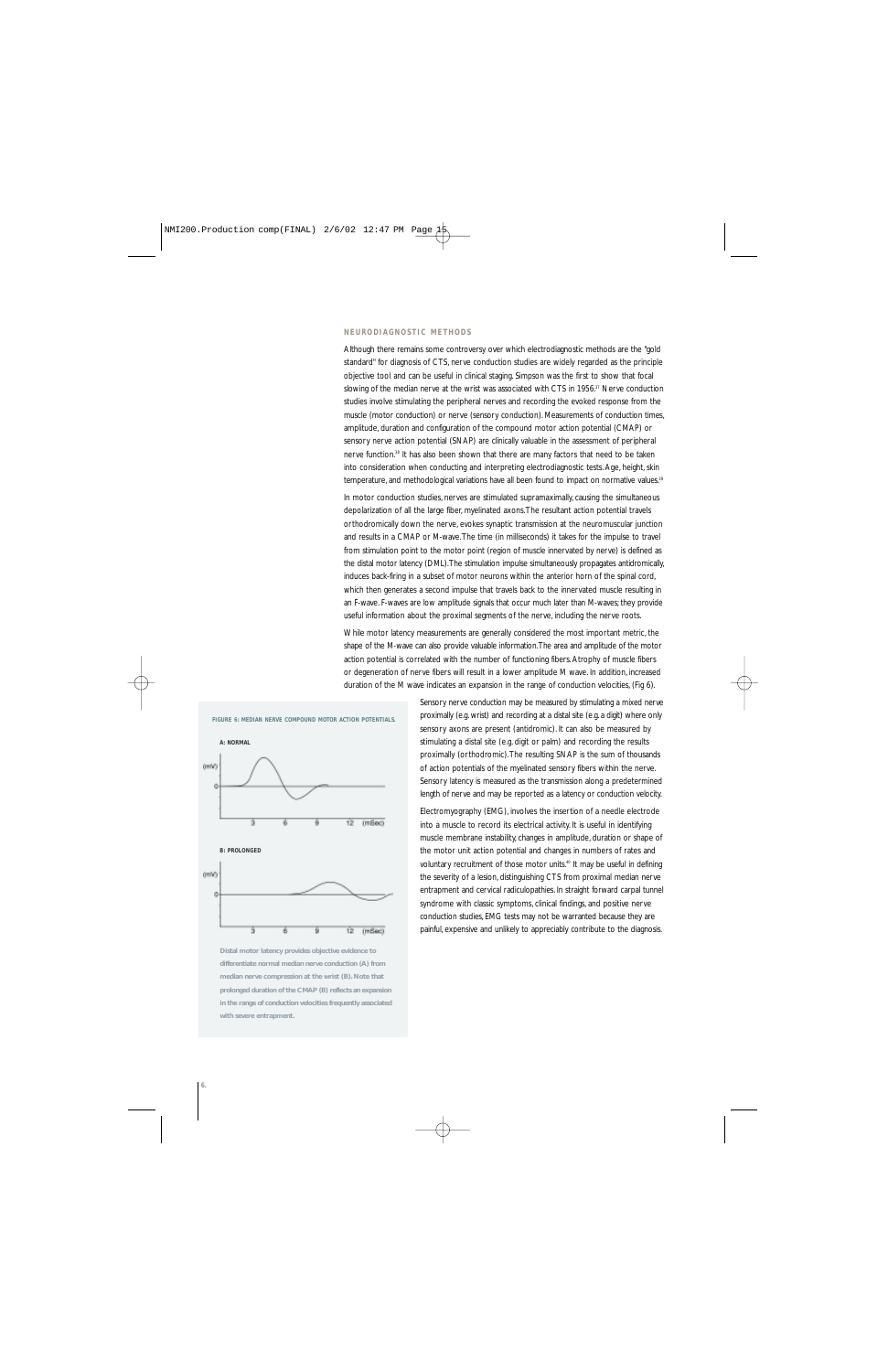## NEURODIAGNOSTIC METHODS

Although there remains some controversy over which electrodiagnostic methods are the "gold standard" for diagnosis of CTS, nerve conduction studies are widely regarded as the principle objective tool and can be useful in clinical staging. Simpson was the first to show that focal slowing of the median nerve at the wrist was associated with CTS in 1956.[17] Nerve conduction studies involve stimulating the peripheral nerves and recording the evoked response from the muscle (motor conduction) or nerve (sensory conduction). Measurements of conduction times, amplitude, duration and configuration of the compound motor action potential (CMAP) or sensory nerve action potential (SNAP) are clinically valuable in the assessment of peripheral nerve function.[18] It has also been shown that there are many factors that need to be taken into consideration when conducting and interpreting electrodiagnostic tests. Age, height, skin temperature, and methodological variations have all been found to impact on normative values.[19]

In motor conduction studies, nerves are stimulated supramaximally, causing the simultaneous depolarization of all the large fiber, myelinated axons. The resultant action potential travels orthodromically down the nerve, evokes synaptic transmission at the neuromuscular junction and results in a CMAP or M-wave. The time (in milliseconds) it takes for the impulse to travel from stimulation point to the motor point (region of muscle innervated by nerve) is defined as the distal motor latency (DML). The stimulation impulse simultaneously propagates antidromically, induces back-firing in a subset of motor neurons within the anterior horn of the spinal cord, which then generates a second impulse that travels back to the innervated muscle resulting in an F-wave. F-waves are low amplitude signals that occur much later than M-waves; they provide useful information about the proximal segments of the nerve, including the nerve roots.

While motor latency measurements are generally considered the most important metric, the shape of the M-wave can also provide valuable information. The area and amplitude of the motor action potential is correlated with the number of functioning fibers. Atrophy of muscle fibers or degeneration of nerve fibers will result in a lower amplitude M wave. In addition, increased duration of the M wave indicates an expansion in the range of conduction velocities, (Fig 6).

**FIGURE 6: MEDIAN NERVE COMPOUND MOTOR ACTION POTENTIALS.**

**A: NORMAL**

**B: PROLONGED**

Distal motor latency provides objective evidence to differentiate normal median nerve conduction (A) from median nerve compression at the wrist (B). Note that prolonged duration of the CMAP (B) reflects an expansion in the range of conduction velocities frequently associated with severe entrapment.

Sensory nerve conduction may be measured by stimulating a mixed nerve proximally (e.g. wrist) and recording at a distal site (e.g. a digit) where only sensory axons are present (antidromic). It can also be measured by stimulating a distal site (e.g. digit or palm) and recording the results proximally (orthodromic). The resulting SNAP is the sum of thousands of action potentials of the myelinated sensory fibers within the nerve. Sensory latency is measured as the transmission along a predetermined length of nerve and may be reported as a latency or conduction velocity.

Electromyography (EMG), involves the insertion of a needle electrode into a muscle to record its electrical activity. It is useful in identifying muscle membrane instability, changes in amplitude, duration or shape of the motor unit action potential and changes in numbers of rates and voluntary recruitment of those motor units.[20] It may be useful in defining the severity of a lesion, distinguishing CTS from proximal median nerve entrapment and cervical radiculopathies. In straight forward carpal tunnel syndrome with classic symptoms, clinical findings, and positive nerve conduction studies, EMG tests may not be warranted because they are painful, expensive and unlikely to appreciably contribute to the diagnosis.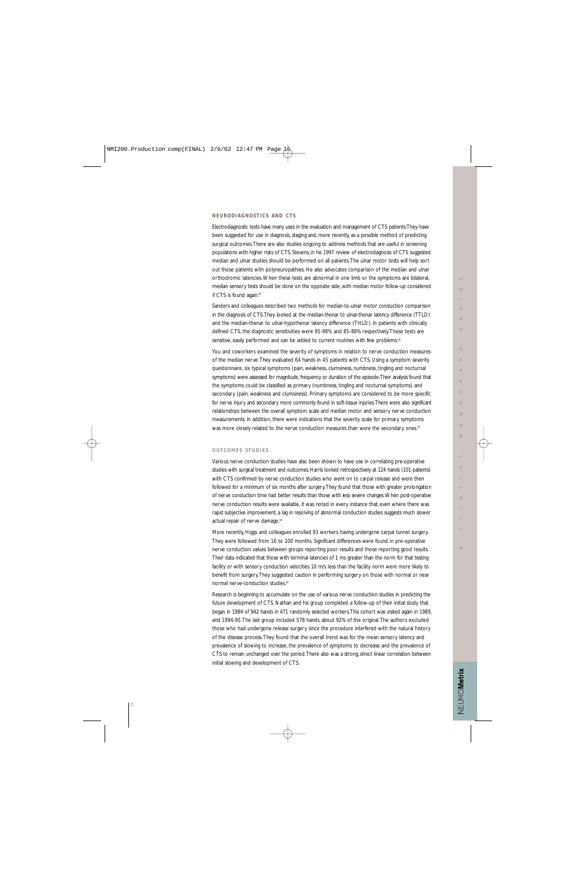## NEURODIAGNOSTICS AND CTS

Electrodiagnostic tests have many uses in the evaluation and management of CTS patients. They have been suggested for use in diagnosis, staging and, more recently, as a possible method of predicting surgical outcomes. There are also studies ongoing to address methods that are useful in screening populations with higher risks of CTS. Stevens, in his 1997 review of electrodiagnosis of CTS suggested median and ulnar studies should be performed on all patients. The ulnar motor tests will help sort out those patients with polyneuropathies. He also advocates comparison of the median and ulnar orthodromic latencies. When these tests are abnormal in one limb or the symptoms are bilateral, median sensory tests should be done on the opposite side, with median motor follow-up considered if CTS is found again.[61]

Sanders and colleagues described two methods for median-to-ulnar motor conduction comparison in the diagnosis of CTS. They looked at the median-thenar to ulnar-thenar latency difference (TTLD) and the median-thenar to ulnar-hypothenar latency difference (THLD). In patients with clinically defined CTS, the diagnostic sensitivities were 95-98% and 85-88% respectively. These tests are sensitive, easily performed and can be added to current routines with few problems.[62]

You and coworkers examined the severity of symptoms in relation to nerve conduction measures of the median nerve. They evaluated 64 hands in 45 patients with CTS. Using a symptom severity questionnaire, six typical symptoms (pain, weakness, clumsiness, numbness, tingling and nocturnal symptoms) were assessed for magnitude, frequency or duration of the episode. Their analysis found that the symptoms could be classified as primary (numbness, tingling and nocturnal symptoms) and secondary (pain, weakness and clumsiness). Primary symptoms are considered to be more specific for nerve injury and secondary more commonly found in soft-tissue injuries. There were also significant relationships between the overall symptom scale and median motor and sensory nerve conduction measurements. In addition, there were indications that the severity scale for primary symptoms was more closely related to the nerve conduction measures than were the secondary ones.[63]

## OUTCOMES STUDIES

Various nerve conduction studies have also been shown to have use in correlating pre-operative studies with surgical treatment and outcomes. Harris looked retrospectively at 124 hands (101 patients) with CTS confirmed by nerve conduction studies who went on to carpal release and were then followed for a minimum of six months after surgery. They found that those with greater prolongation of nerve conduction time had better results than those with less severe changes. When post-operative nerve conduction results were available, it was noted in every instance that, even where there was rapid subjective improvement, a lag in resolving of abnormal conduction studies suggests much slower actual repair of nerve damage.[64]

More recently, Higgs and colleagues enrolled 93 workers having undergone carpal tunnel surgery. They were followed from 16 to 100 months. Significant differences were found in pre-operative nerve conduction values between groups reporting poor results and those reporting good results. Their data indicated that those with terminal latencies of 1 ms greater than the norm for that testing facility or with sensory conduction velocities 10 m/s less than the facility norm were more likely to benefit from surgery. They suggested caution in performing surgery on those with normal or near normal nerve-conduction studies.[65]

Research is beginning to accumulate on the use of various nerve conduction studies in predicting the future development of CTS. Nathan and his group completed a follow-up of their initial study that began in 1984 of 942 hands in 471 randomly selected workers. This cohort was visited again in 1989, and 1994-95. The last group included 578 hands, about 92% of the original. The authors excluded those who had undergone release surgery since the procedure interfered with the natural history of the disease process. They found that the overall trend was for the mean sensory latency and prevalence of slowing to increase, the prevalence of symptoms to decrease and the prevalence of CTS to remain unchanged over the period. There also was a strong, direct linear correlation between initial slowing and development of CTS.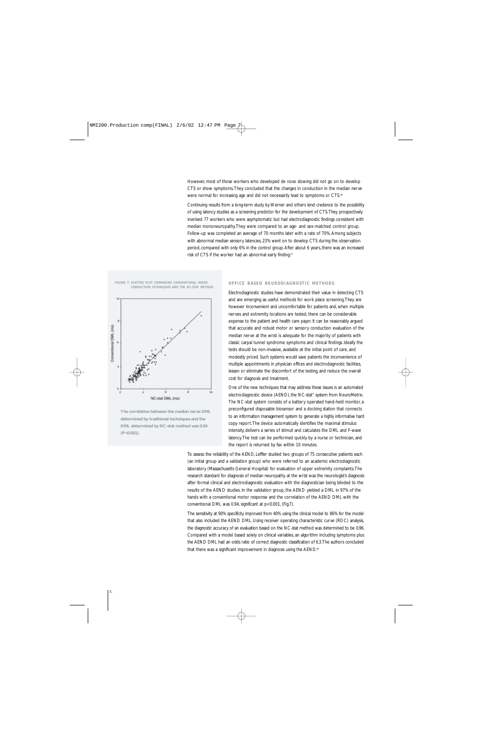However, most of those workers who developed de novo slowing did not go on to develop CTS or show symptoms. They concluded that the changes in conduction in the median nerve were normal for increasing age and did not necessarily lead to symptoms or CTS.[46]

Continuing results from a long-term study by Werner and others lend credence to the possibility of using latency studies as a screening predictor for the development of CTS. They prospectively involved 77 workers who were asymptomatic but had electrodiagnostic findings consistent with median mononeuropathy. They were compared to an age- and sex-matched control group. Follow-up was completed an average of 70 months later with a rate of 70%. Among subjects with abnormal median sensory latencies, 23% went on to develop CTS during the observation period, compared with only 6% in the control group. After about 6 years, there was an increased risk of CTS if the worker had an abnormal early finding.[47]

FIGURE 7: SCATTER PLOT COMPARING CONVENTIONAL NERVE CONDUCTION TECHNIQUES AND THE NC-STAT METHOD.

The correlation between the median nerve DML determined by traditional techniques and the DML determined by NC-stat method was 0.94 (P<0.001).

## OFFICE BASED NEURODIAGNOSTIC METHODS

Electrodiagnostic studies have demonstrated their value in detecting CTS and are emerging as useful methods for work place screening. They are however inconvenient and uncomfortable for patients and, when multiple nerves and extremity locations are tested, there can be considerable expense to the patient and health care payor. It can be reasonably argued that accurate and robust motor or sensory conduction evaluation of the median nerve at the wrist is adequate for the majority of patients with classic carpal tunnel syndrome symptoms and clinical findings. Ideally the tests should be non-invasive, available at the initial point of care, and modestly priced. Such systems would save patients the inconvenience of multiple appointments in physician offices and electrodiagnostic facilities, lessen or eliminate the discomfort of the testing, and reduce the overall cost for diagnosis and treatment.

One of the new techniques that may address these issues is an automated electrodiagnostic device (AEND), the NC-stat® system from NeuroMetrix. The NC-stat system consists of a battery operated hand-held monitor, a preconfigured disposable biosensor and a docking station that connects to an information management system to generate a highly informative hard copy report. The device automatically identifies the maximal stimulus intensity, delivers a series of stimuli and calculates the DML and F-wave latency. The test can be performed quickly by a nurse or technician, and the report is returned by fax within 10 minutes.

To assess the reliability of the AEND, Leffler studied two groups of 75 consecutive patients each (an initial group and a validation group) who were referred to an academic electrodiagnostic laboratory (Massachusetts General Hospital) for evaluation of upper extremity complaints. The research standard for diagnosis of median neuropathy at the wrist was the neurologist's diagnosis after formal clinical and electrodiagnostic evaluation with the diagnostician being blinded to the results of the AEND studies. In the validation group, the AEND yielded a DML in 97% of the hands with a conventional motor response and the correlation of the AEND DML with the conventional DML was 0.94, significant at $p<0.001$, (Fig.7).

The sensitivity at 90% specificity improved from 40% using the clinical model to 86% for the model that also included the AEND DML. Using receiver operating characteristic curve (ROC) analysis, the diagnostic accuracy of an evaluation based on the NC-stat method was determined to be 0.96. Compared with a model based solely on clinical variables, an algorithm including symptoms plus the AEND DML had an odds ratio of correct diagnostic classification of 6.3. The authors concluded that there was a significant improvement in diagnosis using the AEND.[48]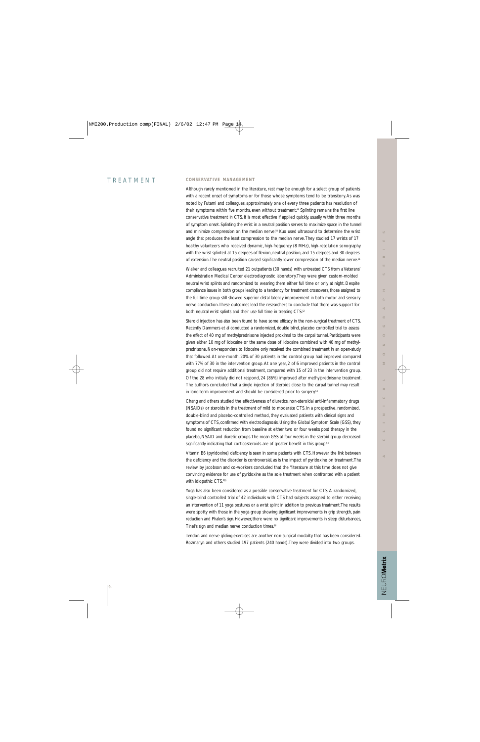# TREATMENT

## CONSERVATIVE MANAGEMENT

Although rarely mentioned in the literature, rest may be enough for a select group of patients with a recent onset of symptoms or for those whose symptoms tend to be transitory. As was noted by Futami and colleagues, approximately one of every three patients has resolution of their symptoms within five months, even without treatment.[49] Splinting remains the first line conservative treatment in CTS. It is most effective if applied quickly, usually within three months of symptom onset. Splinting the wrist in a neutral position serves to maximize space in the tunnel and minimize compression on the median nerve.[50] Kuo used ultrasound to determine the wrist angle that produces the least compression to the median nerve. They studied 17 wrists of 17 healthy volunteers who received dynamic, high-frequency (8 MHz), high-resolution sonography with the wrist splinted at 15 degrees of flexion, neutral position, and 15 degrees and 30 degrees of extension. The neutral position caused significantly lower compression of the median nerve.[51]

Walker and colleagues recruited 21 outpatients (30 hands) with untreated CTS from a Veterans' Administration Medical Center electrodiagnostic laboratory. They were given custom-molded neutral wrist splints and randomized to wearing them either full time or only at night. Despite compliance issues in both groups leading to a tendency for treatment crossovers, those assigned to the full time group still showed superior distal latency improvement in both motor and sensory nerve conduction. These outcomes lead the researchers to conclude that there was support for both neutral wrist splints and their use full time in treating CTS.[52]

Steroid injection has also been found to have some efficacy in the non-surgical treatment of CTS. Recently Dammers et al conducted a randomized, double blind, placebo controlled trial to assess the effect of 40 mg of methylprednisone injected proximal to the carpal tunnel. Participants were given either 10 mg of lidocaine or the same dose of lidocaine combined with 40 mg of methylprednisone. Non-responders to lidocaine only received the combined treatment in an open-study that followed. At one-month, 20% of 30 patients in the control group had improved compared with 77% of 30 in the intervention group. At one year, 2 of 6 improved patients in the control group did not require additional treatment, compared with 15 of 23 in the intervention group. Of the 28 who initially did not respond, 24 (86%) improved after methylprednisone treatment. The authors concluded that a single injection of steroids close to the carpal tunnel may result in long term improvement and should be considered prior to surgery.[53]

Chang and others studied the effectiveness of diuretics, non-steroidal anti-inflammatory drugs (NSAIDs) or steroids in the treatment of mild to moderate CTS. In a prospective, randomized, double-blind and placebo-controlled method, they evaluated patients with clinical signs and symptoms of CTS, confirmed with electrodiagnosis. Using the Global Symptom Scale (GSS), they found no significant reduction from baseline at either two or four weeks post therapy in the placebo, NSAID and diuretic groups. The mean GSS at four weeks in the steroid group decreased significantly indicating that corticosteroids are of greater benefit in this group.[54]

Vitamin B6 (pyridoxine) deficiency is seen in some patients with CTS. However the link between the deficiency and the disorder is controversial, as is the impact of pyridoxine on treatment. The review by Jacobson and co-workers concluded that the "literature at this time does not give convincing evidence for use of pyridoxine as the sole treatment when confronted with a patient with idiopathic CTS."[55]

Yoga has also been considered as a possible conservative treatment for CTS. A randomized, single-blind controlled trial of 42 individuals with CTS had subjects assigned to either receiving an intervention of 11 yoga postures or a wrist splint in addition to previous treatment. The results were spotty with those in the yoga group showing significant improvements in grip strength, pain reduction and Phalen's sign. However, there were no significant improvements in sleep disturbances, Tinel's sign and median nerve conduction times.[56]

Tendon and nerve gliding exercises are another non-surgical modality that has been considered. Rozmaryn and others studied 197 patients (240 hands). They were divided into two groups.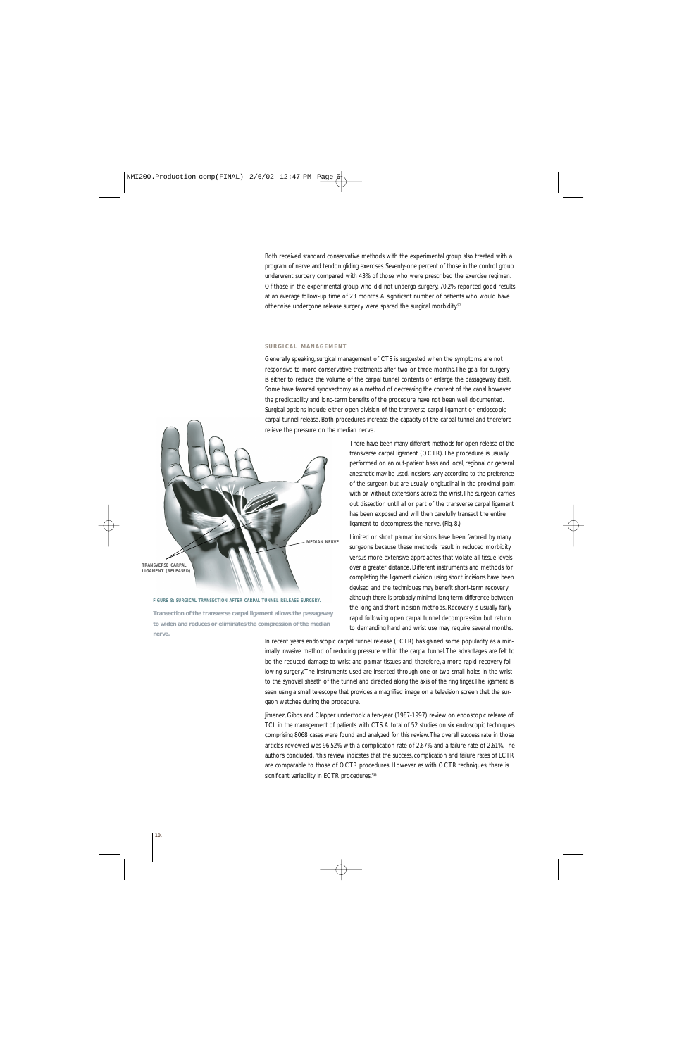Both received standard conservative methods with the experimental group also treated with a program of nerve and tendon gliding exercises. Seventy-one percent of those in the control group underwent surgery compared with 43% of those who were prescribed the exercise regimen. Of those in the experimental group who did not undergo surgery, 70.2% reported good results at an average follow-up time of 23 months. A significant number of patients who would have otherwise undergone release surgery were spared the surgical morbidity.[67]

## SURGICAL MANAGEMENT

Generally speaking, surgical management of CTS is suggested when the symptoms are not responsive to more conservative treatments after two or three months. The goal for surgery is either to reduce the volume of the carpal tunnel contents or enlarge the passageway itself. Some have favored synovectomy as a method of decreasing the content of the canal however the predictability and long-term benefits of the procedure have not been well documented. Surgical options include either open division of the transverse carpal ligament or endoscopic carpal tunnel release. Both procedures increase the capacity of the carpal tunnel and therefore relieve the pressure on the median nerve.

There have been many different methods for open release of the transverse carpal ligament (OCTR). The procedure is usually performed on an out-patient basis and local, regional or general anesthetic may be used. Incisions vary according to the preference of the surgeon but are usually longitudinal in the proximal palm with or without extensions across the wrist. The surgeon carries out dissection until all or part of the transverse carpal ligament has been exposed and will then carefully transect the entire ligament to decompress the nerve. (Fig. 8.)

Limited or short palmar incisions have been favored by many surgeons because these methods result in reduced morbidity versus more extensive approaches that violate all tissue levels over a greater distance. Different instruments and methods for completing the ligament division using short incisions have been devised and the techniques may benefit short-term recovery although there is probably minimal long-term difference between the long and short incision methods. Recovery is usually fairly rapid following open carpal tunnel decompression but return to demanding hand and wrist use may require several months.

TRANSVERSE CARPAL LIGAMENT (RELEASED)

MEDIAN NERVE

**FIGURE 8: SURGICAL TRANSECTION AFTER CARPAL TUNNEL RELEASE SURGERY.**

**Transection of the transverse carpal ligament allows the passageway to widen and reduces or eliminates the compression of the median nerve.**

In recent years endoscopic carpal tunnel release (ECTR) has gained some popularity as a minimally invasive method of reducing pressure within the carpal tunnel. The advantages are felt to be the reduced damage to wrist and palmar tissues and, therefore, a more rapid recovery following surgery. The instruments used are inserted through one or two small holes in the wrist to the synovial sheath of the tunnel and directed along the axis of the ring finger. The ligament is seen using a small telescope that provides a magnified image on a television screen that the surgeon watches during the procedure.

Jimenez, Gibbs and Clapper undertook a ten-year (1987-1997) review on endoscopic release of TCL in the management of patients with CTS. A total of 52 studies on six endoscopic techniques comprising 8068 cases were found and analyzed for this review. The overall success rate in those articles reviewed was 96.52% with a complication rate of 2.67% and a failure rate of 2.61%. The authors concluded, "this review indicates that the success, complication and failure rates of ECTR are comparable to those of OCTR procedures. However, as with OCTR techniques, there is significant variability in ECTR procedures."[68]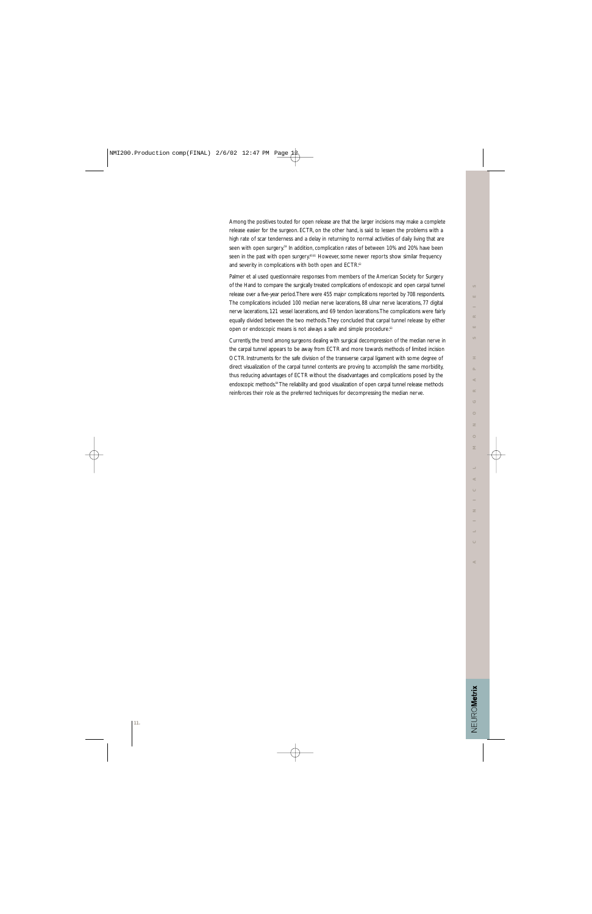Among the positives touted for open release are that the larger incisions may make a complete release easier for the surgeon. ECTR, on the other hand, is said to lessen the problems with a high rate of scar tenderness and a delay in returning to normal activities of daily living that are seen with open surgery.[59] In addition, complication rates of between 10% and 20% have been seen in the past with open surgery.[60,61] However, some newer reports show similar frequency and severity in complications with both open and ECTR.[62]

Palmer et al used questionnaire responses from members of the American Society for Surgery of the Hand to compare the surgically treated complications of endoscopic and open carpal tunnel release over a five-year period. There were 455 major complications reported by 708 respondents. The complications included 100 median nerve lacerations, 88 ulnar nerve lacerations, 77 digital nerve lacerations, 121 vessel lacerations, and 69 tendon lacerations. The complications were fairly equally divided between the two methods. They concluded that carpal tunnel release by either open or endoscopic means is not always a safe and simple procedure.[63]

Currently, the trend among surgeons dealing with surgical decompression of the median nerve in the carpal tunnel appears to be away from ECTR and more towards methods of limited incision OCTR. Instruments for the safe division of the transverse carpal ligament with some degree of direct visualization of the carpal tunnel contents are proving to accomplish the same morbidity, thus reducing advantages of ECTR without the disadvantages and complications posed by the endoscopic methods.[64] The reliability and good visualization of open carpal tunnel release methods reinforces their role as the preferred techniques for decompressing the median nerve.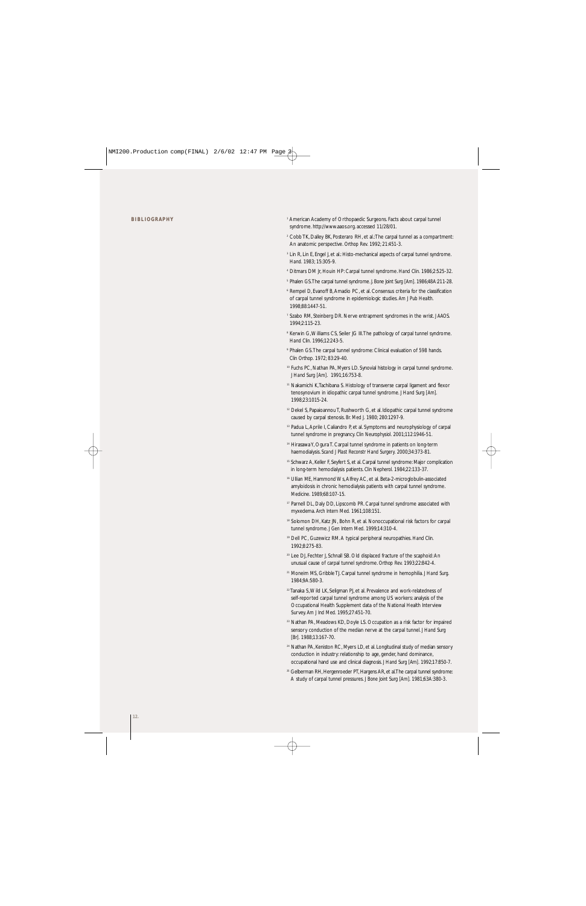## BIBLIOGRAPHY

[1] American Academy of Orthopaedic Surgeons. Facts about carpal tunnel syndrome. http://www.aaos.org. accessed 11/28/01.

[2] Cobb TK, Dalley BK, Posteraro RH, et al.:The carpal tunnel as a compartment: An anatomic perspective. Orthop Rev. 1992; 21:451-3.

[3] Lin R, Lin E, Engel J, et al.: Histo-mechanical aspects of carpal tunnel syndrome. Hand. 1983; 15:305-9.

[4] Ditmars DM Jr, Houin HP: Carpal tunnel syndrome. Hand Clin. 1986;2:525-32.

[5] Phalen GS.The carpal tunnel syndrome. J Bone Joint Surg [Am]. 1986;48A:211-28.

[6] Rempel D, Evanoff B, Amadio PC, et al. Consensus criteria for the classification of carpal tunnel syndrome in epidemiologic studies. Am J Pub Health. 1998;88:1447-51.

[7] Szabo RM, Steinberg DR. Nerve entrapment syndromes in the wrist. JAAOS. 1994;2:115-23.

[8] Kerwin G, Williams CS, Seiler JG III.The pathology of carpal tunnel syndrome. Hand Clin. 1996;12:243-5.

[9] Phalen GS.The carpal tunnel syndrome: Clinical evaluation of 598 hands. Clin Orthop. 1972; 83:29-40.

[10] Fuchs PC, Nathan PA, Myers LD. Synovial histology in carpal tunnel syndrome. J Hand Surg [Am]. 1991;16:753-8.

[11] Nakamichi K,Tachibana S. Histology of transverse carpal ligament and flexor tenosynovium in idiopathic carpal tunnel syndrome. J Hand Surg [Am]. 1998;23:1015-24.

[12] Dekel S, Papaioannou T, Rushworth G, et al. Idiopathic carpal tunnel syndrome caused by carpal stenosis. Br. Med J. 1980; 280:1297-9.

[13] Padua L, Aprile I, Caliandro P, et al. Symptoms and neurophysiology of carpal tunnel syndrome in pregnancy. Clin Neurophysiol. 2001;112:1946-51.

[14] Hirasawa Y, Ogura T. Carpal tunnel syndrome in patients on long-term haemodialysis. Scand J Plast Reconstr Hand Surgery. 2000;34:373-81.

[15] Schwarz A, Keller F, Seyfert S, et al. Carpal tunnel syndrome: Major complication in long-term hemodialysis patients. Clin Nephrol. 1984;22:133-37.

[16] Ullian ME, Hammond W s, Alfrey AC, et al. Beta-2-microglobulin-associated amyloidosis in chronic hemodialysis patients with carpal tunnel syndrome. Medicine. 1989;68:107-15.

[17] Parnell DL, Daly DD, Lipscomb PR. Carpal tunnel syndrome associated with myxedema. Arch Intern Med. 1961;108:151.

[18] Solomon DH, Katz JN, Bohn R, et al. Nonoccupational risk factors for carpal tunnel syndrome. J Gen Intern Med. 1999;14:310-4.

[19] Dell PC, Guzewicz RM. A typical peripheral neuropathies. Hand Clin. 1992;8:275-83.

[20] Lee DJ, Fechter J, Schnall SB. Old displaced fracture of the scaphoid: An unusual cause of carpal tunnel syndrome. Orthop Rev. 1993;22:842-4.

[21] Moneim MS, Gribble TJ. Carpal tunnel syndrome in hemophilia. J Hand Surg. 1984;9A:580-3.

[22] Tanaka S, Wild LK, Seligman PJ, et al. Prevalence and work-relatedness of self-reported carpal tunnel syndrome among US workers: analysis of the Occupational Health Supplement data of the National Health Interview Survey. Am J Ind Med. 1995;27:451-70.

[23] Nathan PA, Meadows KD, Doyle LS. Occupation as a risk factor for impaired sensory conduction of the median nerve at the carpal tunnel. J Hand Surg [Br]. 1988;13:167-70.

[24] Nathan PA, Keniston RC, Myers LD, et al. Longitudinal study of median sensory conduction in industry: relationship to age, gender, hand dominance, occupational hand use and clinical diagnosis. J Hand Surg [Am]. 1992;17:850-7.

[25] Gelberman RH, Hergenroeder PT, Hargens AR, et al.The carpal tunnel syndrome: A study of carpal tunnel pressures. J Bone Joint Surg [Am]. 1981;63A:380-3.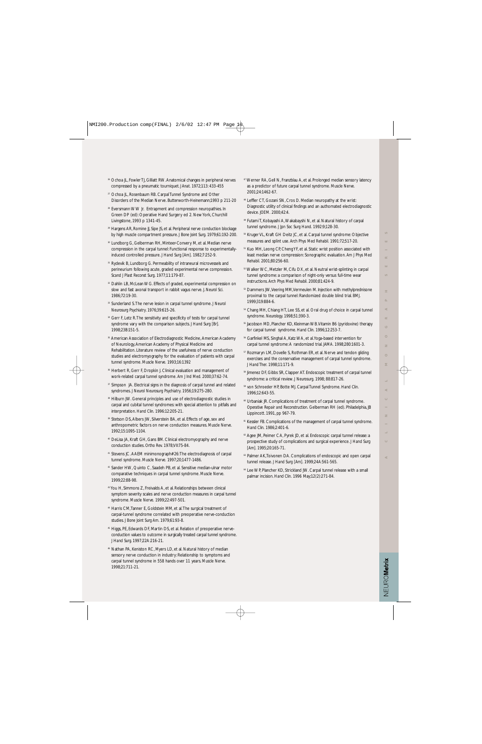[26] Ochoa JL, Fowler TJ, Gilliatt RW. Anatomical changes in peripheral nerves compressed by a pneumatic tourniquet. J Anat. 1972;113: 433-455

[27] Ochoa JL, Rosenbaum RB. Carpal Tunnel Syndrome and Other Disorders of the Median Nerve. Butterworth-Heinemann;1993 p 211-20

[28] Eversmann WW Jr. Entrapment and compression neuropathies. In Green DP (ed): Operative Hand Surgery ed 2. New York, Churchill Livingstone, 1993 p 1341-45.

[29] Hargens AR, Romine JJ, Sipe JS, et al. Peripheral nerve conduction blockage by high muscle compartment pressure. J Bone Joint Surg. 1979;61:192-200.

[30] Lundborg G, Gelberman RH, Minteer-Convery M, et al. Median nerve compression in the carpal tunnel: Functional response to experimentally-induced controlled pressure. J Hand Surg [Am]. 1982;7:252-9.

[31] Rydevik B, Lundborg G. Permeability of intraneural microvessels and perineurium following acute, graded experimental nerve compression. Scand J Plast Reconst Surg. 1977;11:179-87.

[32] Dahlin LB, McLean WG. Effects of graded, experimental compression on slow and fast axonal transport in rabbit vagus nerve. J. Neurol Sci. 1986;72:19-30.

[33] Sunderland S. The nerve lesion in carpal tunnel syndrome. J Neurol Neurosurg Psychiatry. 1976;39:615-26.

[34] Gerr F, Letz R. The sensitivity and specificity of tests for carpal tunnel syndrome vary with the comparison subjects. J Hand Surg [Br]. 1998;23B:151-5.

[35] American Association of Electrodiagnostic Medicine, American Academy of Neurology, American Academy of Physical Medicine and Rehabilitation. Literature review of the usefulness of nerve conduction studies and electromyography for the evaluation of patients with carpal tunnel syndrome. Muscle Nerve. 1993;16:1392

[36] Herbert R, Gerr F, Dropkin J. Clinical evaluation and management of work-related carpal tunnel syndrome. Am J Ind Med. 2000;37:62-74.

[37] Simpson JA. Electrical signs in the diagnosis of carpal tunnel and related syndromes. J Neurol Neurosurg Psychiatry. 1956;19:275-280.

[38] Hilburn JW. General principles and use of electrodiagnostic studies in carpal and cubital tunnel syndromes: with special attention to pitfalls and interpretation. Hand Clin. 1996:12:205-21.

[39] Stetson DS, Albers JW, Silverstein BA, et al. Effects of age, sex and anthropometric factors on nerve conduction measures. Muscle Nerve. 1992;15:1095-1104.

[40] DeLisa JA, Kraft GH, Gans BM. Clinical electromyography and nerve conduction studies. Ortho Rev. 1978;VII:75-84.

[41] Stevens JC. AAEM minimonograph#26: The electrodiagnosis of carpal tunnel syndrome. Muscle Nerve. 1997;20:1477-1486.

[42] Sander HW, Quinto C, Saadeh PB, et al. Sensitive median-ulnar motor comparative techniques in carpal tunnel syndrome. Muscle Nerve. 1999;22:88-98.

[43] You H, Simmons Z, Freivalds A, et al. Relationships between clinical symptom severity scales and nerve conduction measures in carpal tunnel syndrome. Muscle Nerve. 1999;22:497-501.

[44] Harris CM, Tanner E, Goldstein MM, et al. The surgical treatment of carpal-tunnel syndrome correlated with preoperative nerve-conduction studies. J Bone Joint Surg Am. 1979;61:93-8.

[45] Higgs, PE, Edwards DF, Martin DS, et al. Relation of preoperative nerve-conduction values to outcome in surgically treated carpal tunnel syndrome. J Hand Surg. 1997;22A:216-21.

[46] Nathan PA, Keniston RC, Myers LD, et al. Natural history of median sensory nerve conduction in industry: Relationship to symptoms and carpal tunnel syndrome in 558 hands over 11 years. Muscle Nerve. 1998;21:711-21.

[47] Werner RA, Gell N, Franzblau A, et al. Prolonged median sensory latency as a predictor of future carpal tunnel syndrome. Muscle Nerve. 2001;24:1462-67.

[48] Leffler CT, Gozani SN, Cros D. Median neuropathy at the wrist: Diagnostic utility of clinical findings and an authomated electrodiagnostic device. JOEM. 2000;42:4.

[49] Futami T, Kobayashi A, Wakabayshi N, et al. Natural history of carpal tunnel syndrome. J Jpn Soc Surg Hand. 1992:9;128-30.

[50] Kruger VL, Kraft GH Deitz JC, et al. Carpal tunnel syndrome: Objective measures and splint use. Arch Phys Med Rehabil. 1991:72:517-20.

[51] Kuo MH, Leong CP, Cheng YF, et al. Static wrist position associated with least median nerve compression: Sonographic evaluation. Am J Phys Med Rehabil. 2001;80:256-60.

[52] Walker WC, Metzler M, Cifu DX, et al. Neutral wrist-splinting in carpal tunnel syndrome: a comparison of night-only versus full-time wear instructions. Arch Phys Med Rehabil. 2000;81:424-9.

[53] Dammers JW, Veering MM, Vermeulen M. Injection with methylprednisone proximal to the carpal tunnel: Randomized double blind trial. BMJ. 1999;319:884-6.

[54] Chang MH, Chiang HT, Lee SS, et al. Oral drug of choice in carpal tunnel syndrome. Neurology. 1998;51:390-3.

[55] Jacobson MD, Plancher KD, Kleinman WB. Vitamin B6 (pyridoxine) therapy for carpal tunnel syndrome. Hand Clin. 1996;12:253-7.

[56] Garfinkel MS, Singhal A, Katz WA, et al. Yoga-based intervention for carpal tunnel syndrome: A randomized trial. JAMA. 1998;280:1601-3.

[57] Rozmaryn LM, Dovelle S, Rothman ER, et al. Nerve and tendon gliding exercises and the conservative management of carpal tunnel syndrome. J Hand Ther. 1998;11:171-9.

[58] Jimenez DF, Gibbs SR, Clapper AT. Endoscopic treatment of carpal tunnel syndrome: a critical review. J Neurosurg. 1998; 88:817-26.

[59] von Schroeder HP, Botte MJ. Carpal Tunnel Syndrome. Hand Clin. 1996;12:643-55.

[60] Urbaniak JR. Complications of treatment of carpal tunnel syndrome. Operative Repair and Reconstruction. Gelberman RH (ed). Philadelphia, JB Lippincott. 1991, pp 967-79.

[61] Kessler FB. Complications of the management of carpal tunnel syndrome. Hand Clin. 1986;2:401-6.

[62] Agee JM, Peimer CA, Pyrek JD, et al. Endoscopic carpal tunnel release: a prospective study of complications and surgical experience. J Hand Surg [Am]. 1995;20:165-71.

[63] Palmer AK, Toivonen DA. Complications of endoscopic and open carpal tunnel release. J Hand Surg [Am]. 1999;24A:561-565.

[64] Lee WP, Plancher KD, Strickland JW. Carpal tunnel release with a small palmar incision. Hand Clin. 1996 May;12(2):271-84.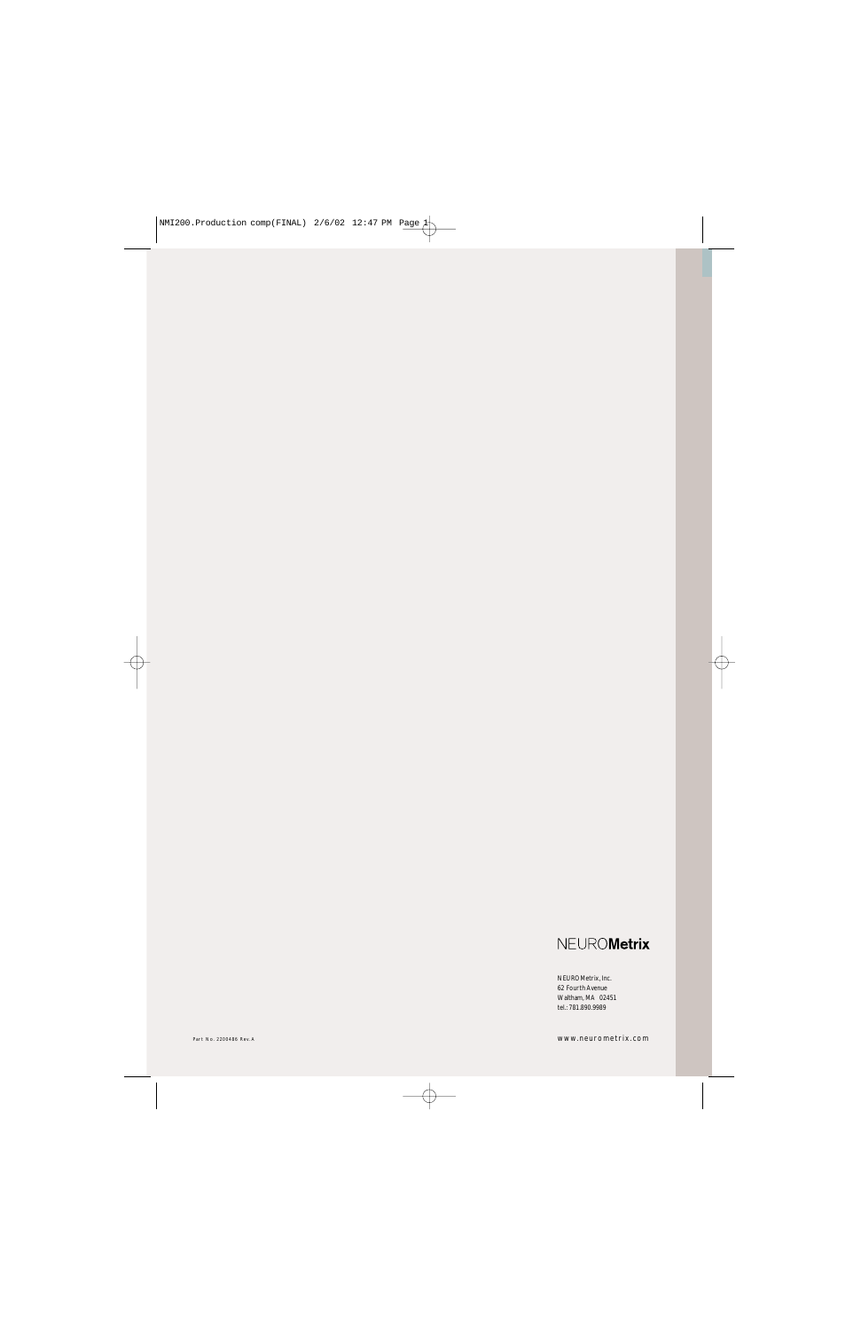NEURO**Metrix**

NEURO Metrix, Inc.
62 Fourth Avenue
Waltham, MA 02451
tel.: 781.890.9989

Part No. 2200486 Rev. A

www.neurometrix.com